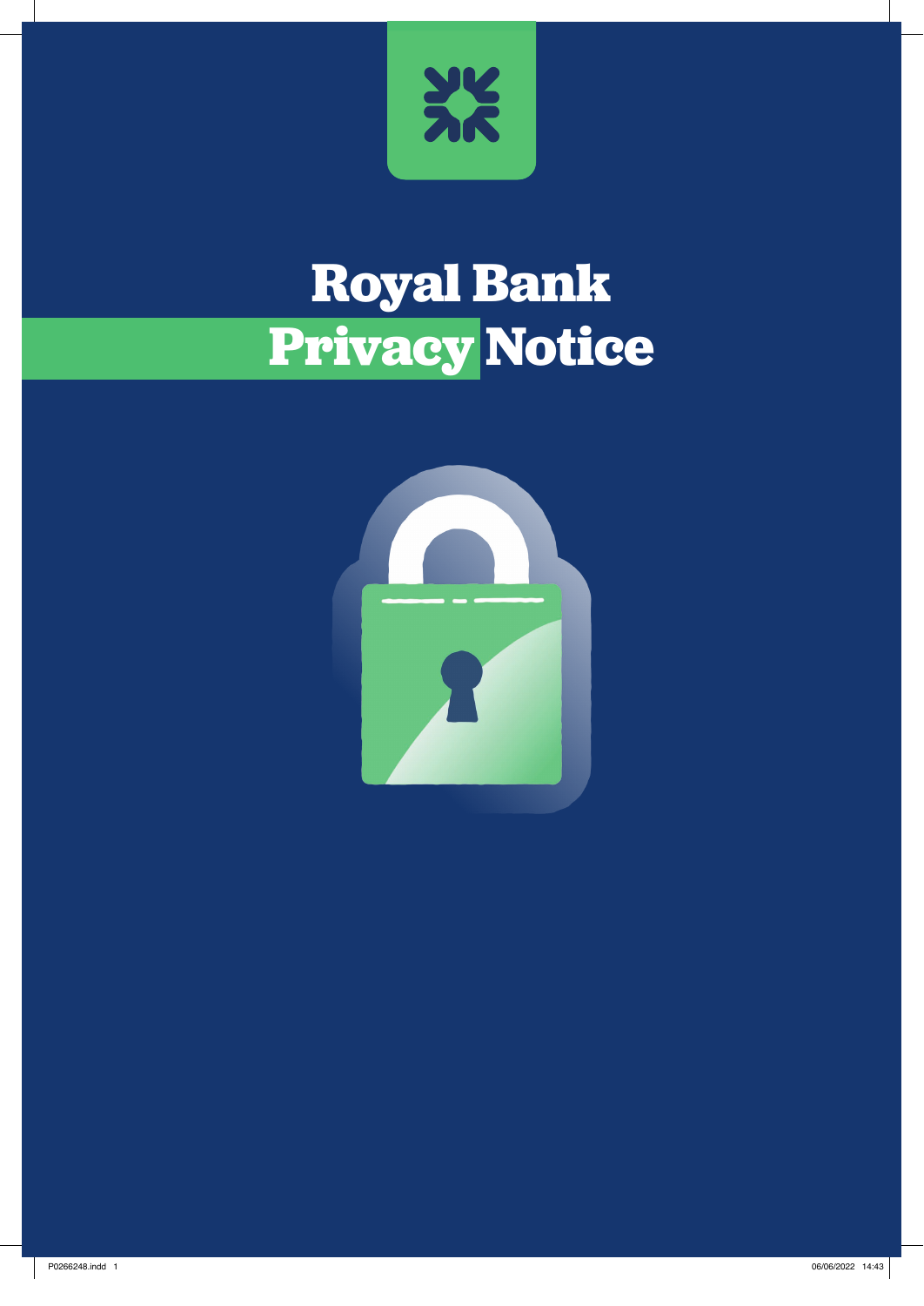# Royal Bank Privacy Notice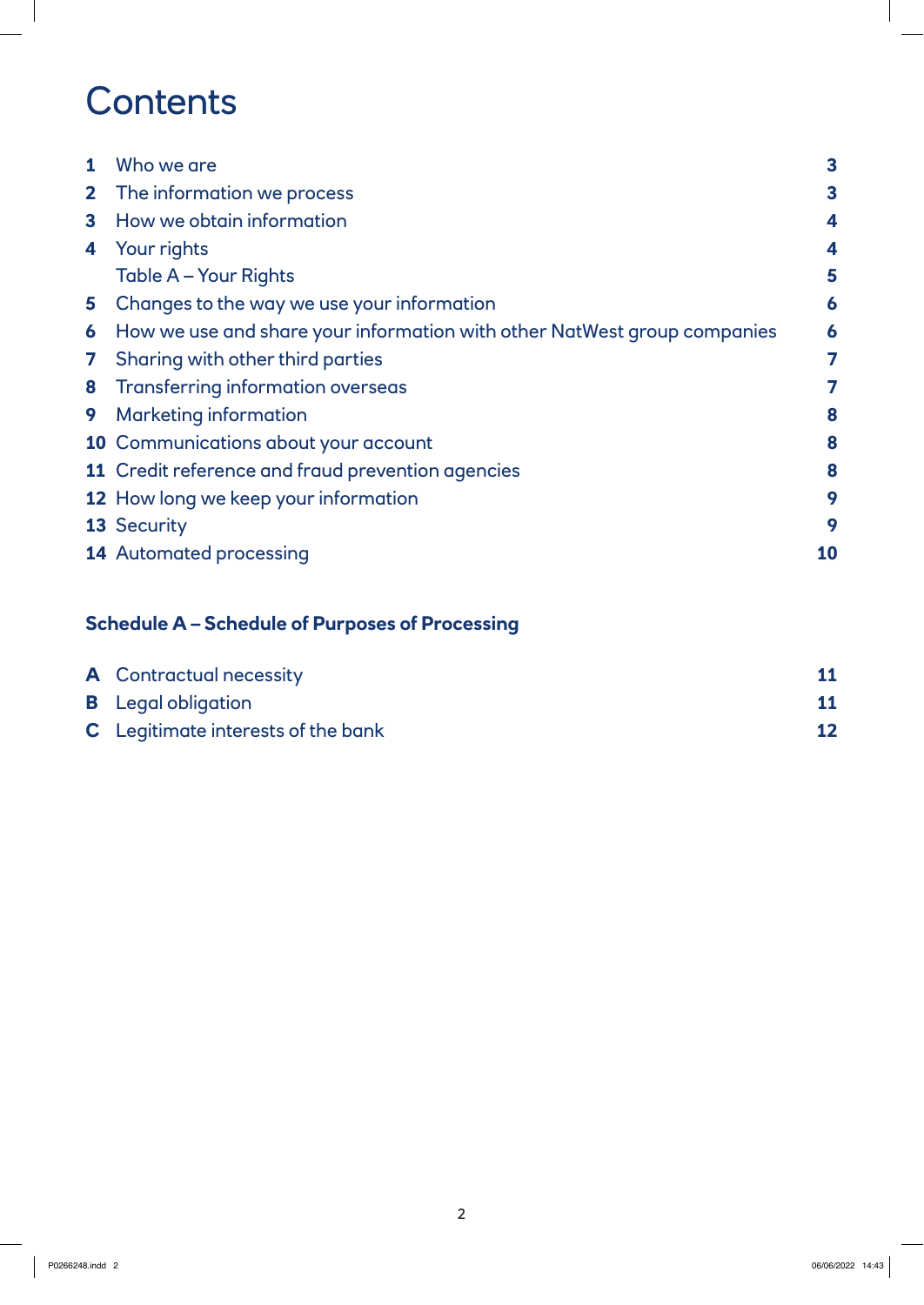# Contents

| | | |
|---|---|---|
| **1** | Who we are | **3** |
| **2** | The information we process | **3** |
| **3** | How we obtain information | **4** |
| **4** | Your rights | **4** |
| | Table A – Your Rights | **5** |
| **5** | Changes to the way we use your information | **6** |
| **6** | How we use and share your information with other NatWest group companies | **6** |
| **7** | Sharing with other third parties | **7** |
| **8** | Transferring information overseas | **7** |
| **9** | Marketing information | **8** |
| **10** | Communications about your account | **8** |
| **11** | Credit reference and fraud prevention agencies | **8** |
| **12** | How long we keep your information | **9** |
| **13** | Security | **9** |
| **14** | Automated processing | **10** |

**Schedule A – Schedule of Purposes of Processing**

| | | |
|---|---|---|
| **A** | Contractual necessity | **11** |
| **B** | Legal obligation | **11** |
| **C** | Legitimate interests of the bank | **12** |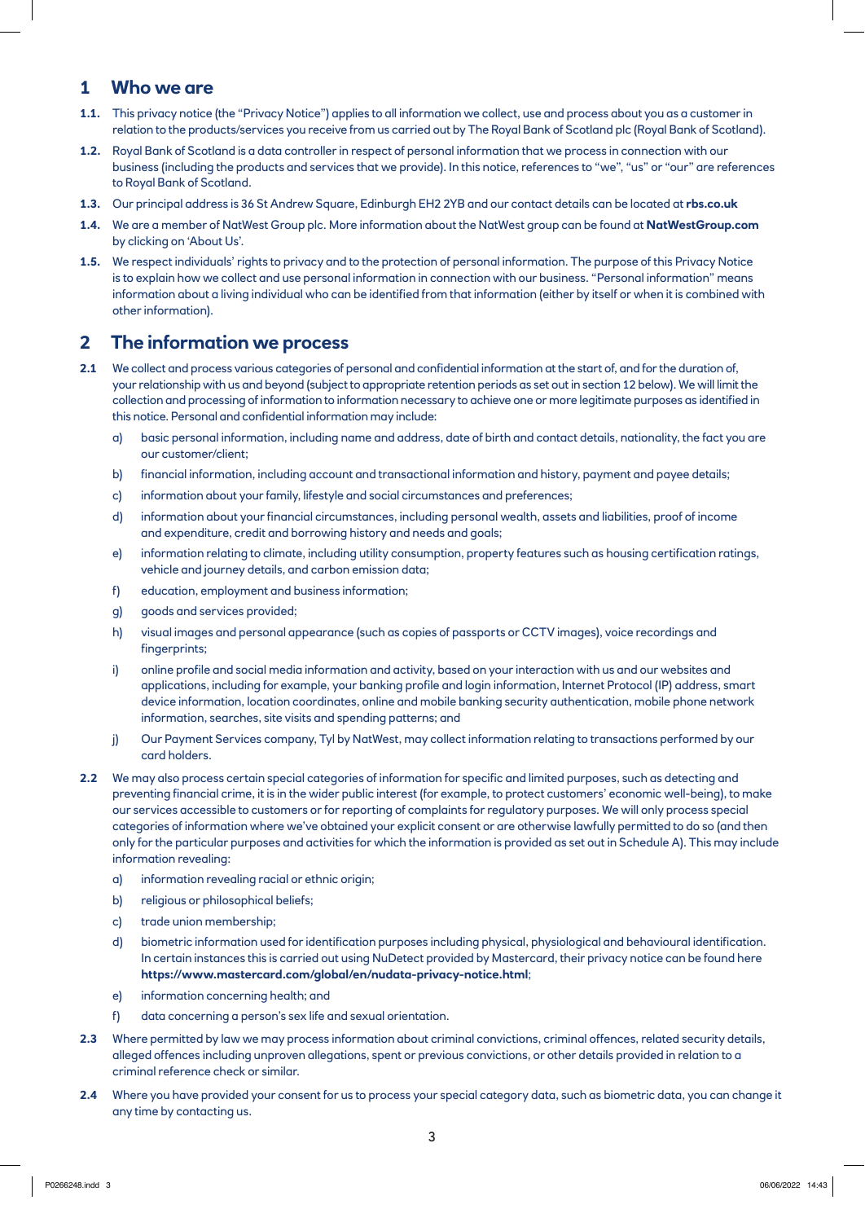## 1 Who we are

**1.1.** This privacy notice (the "Privacy Notice") applies to all information we collect, use and process about you as a customer in relation to the products/services you receive from us carried out by The Royal Bank of Scotland plc (Royal Bank of Scotland).

**1.2.** Royal Bank of Scotland is a data controller in respect of personal information that we process in connection with our business (including the products and services that we provide). In this notice, references to "we", "us" or "our" are references to Royal Bank of Scotland.

**1.3.** Our principal address is 36 St Andrew Square, Edinburgh EH2 2YB and our contact details can be located at **rbs.co.uk**

**1.4.** We are a member of NatWest Group plc. More information about the NatWest group can be found at **NatWestGroup.com** by clicking on 'About Us'.

**1.5.** We respect individuals' rights to privacy and to the protection of personal information. The purpose of this Privacy Notice is to explain how we collect and use personal information in connection with our business. "Personal information" means information about a living individual who can be identified from that information (either by itself or when it is combined with other information).

## 2 The information we process

**2.1** We collect and process various categories of personal and confidential information at the start of, and for the duration of, your relationship with us and beyond (subject to appropriate retention periods as set out in section 12 below). We will limit the collection and processing of information to information necessary to achieve one or more legitimate purposes as identified in this notice. Personal and confidential information may include:

a) basic personal information, including name and address, date of birth and contact details, nationality, the fact you are our customer/client;

b) financial information, including account and transactional information and history, payment and payee details;

c) information about your family, lifestyle and social circumstances and preferences;

d) information about your financial circumstances, including personal wealth, assets and liabilities, proof of income and expenditure, credit and borrowing history and needs and goals;

e) information relating to climate, including utility consumption, property features such as housing certification ratings, vehicle and journey details, and carbon emission data;

f) education, employment and business information;

g) goods and services provided;

h) visual images and personal appearance (such as copies of passports or CCTV images), voice recordings and fingerprints;

i) online profile and social media information and activity, based on your interaction with us and our websites and applications, including for example, your banking profile and login information, Internet Protocol (IP) address, smart device information, location coordinates, online and mobile banking security authentication, mobile phone network information, searches, site visits and spending patterns; and

j) Our Payment Services company, Tyl by NatWest, may collect information relating to transactions performed by our card holders.

**2.2** We may also process certain special categories of information for specific and limited purposes, such as detecting and preventing financial crime, it is in the wider public interest (for example, to protect customers' economic well-being), to make our services accessible to customers or for reporting of complaints for regulatory purposes. We will only process special categories of information where we've obtained your explicit consent or are otherwise lawfully permitted to do so (and then only for the particular purposes and activities for which the information is provided as set out in Schedule A). This may include information revealing:

a) information revealing racial or ethnic origin;

b) religious or philosophical beliefs;

c) trade union membership;

d) biometric information used for identification purposes including physical, physiological and behavioural identification. In certain instances this is carried out using NuDetect provided by Mastercard, their privacy notice can be found here **https://www.mastercard.com/global/en/nudata-privacy-notice.html**;

e) information concerning health; and

f) data concerning a person's sex life and sexual orientation.

**2.3** Where permitted by law we may process information about criminal convictions, criminal offences, related security details, alleged offences including unproven allegations, spent or previous convictions, or other details provided in relation to a criminal reference check or similar.

**2.4** Where you have provided your consent for us to process your special category data, such as biometric data, you can change it any time by contacting us.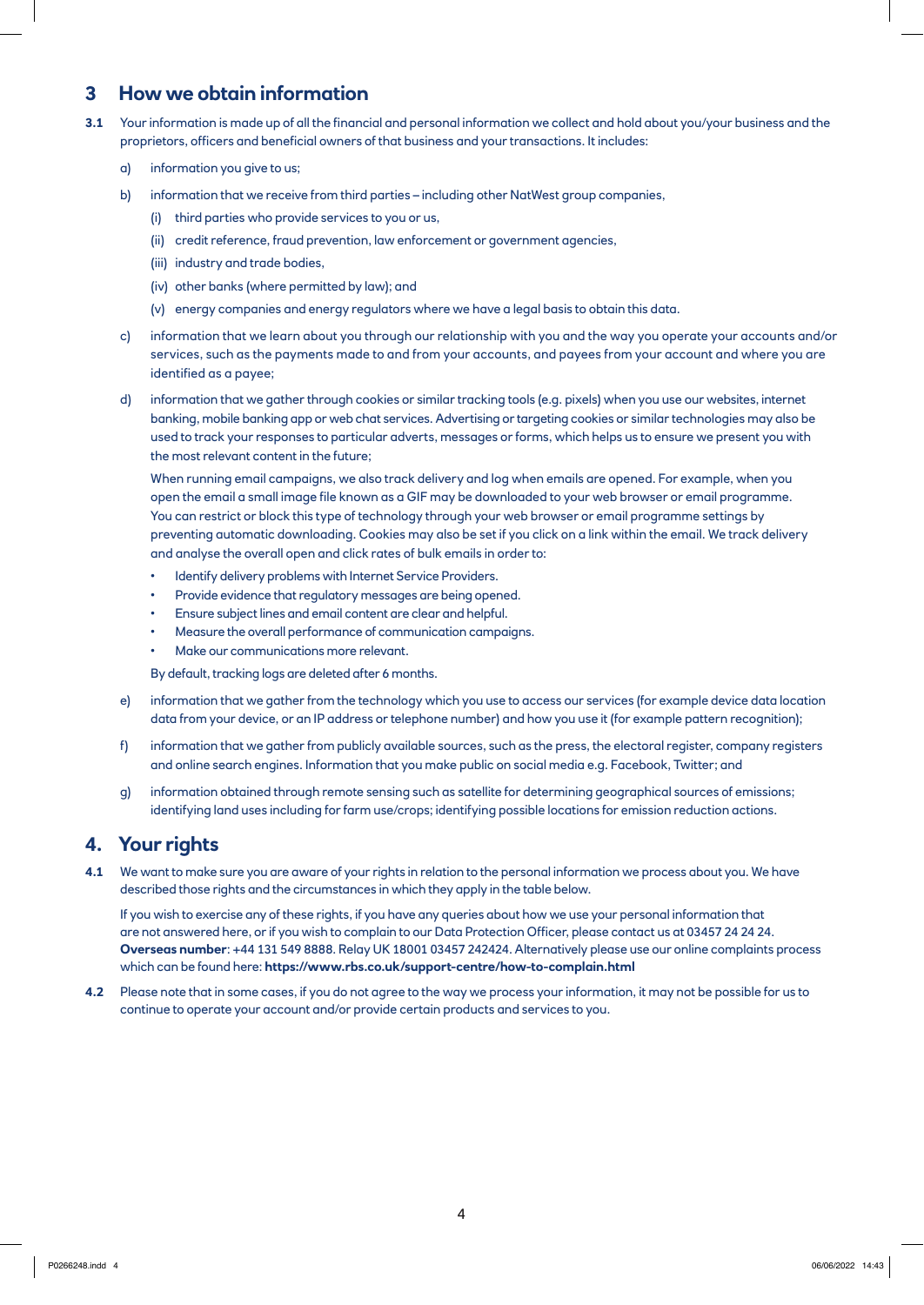## 3 How we obtain information

**3.1** Your information is made up of all the financial and personal information we collect and hold about you/your business and the proprietors, officers and beneficial owners of that business and your transactions. It includes:

a) information you give to us;

b) information that we receive from third parties – including other NatWest group companies,

   (i) third parties who provide services to you or us,

   (ii) credit reference, fraud prevention, law enforcement or government agencies,

   (iii) industry and trade bodies,

   (iv) other banks (where permitted by law); and

   (v) energy companies and energy regulators where we have a legal basis to obtain this data.

c) information that we learn about you through our relationship with you and the way you operate your accounts and/or services, such as the payments made to and from your accounts, and payees from your account and where you are identified as a payee;

d) information that we gather through cookies or similar tracking tools (e.g. pixels) when you use our websites, internet banking, mobile banking app or web chat services. Advertising or targeting cookies or similar technologies may also be used to track your responses to particular adverts, messages or forms, which helps us to ensure we present you with the most relevant content in the future;

   When running email campaigns, we also track delivery and log when emails are opened. For example, when you open the email a small image file known as a GIF may be downloaded to your web browser or email programme. You can restrict or block this type of technology through your web browser or email programme settings by preventing automatic downloading. Cookies may also be set if you click on a link within the email. We track delivery and analyse the overall open and click rates of bulk emails in order to:

   - Identify delivery problems with Internet Service Providers.
   - Provide evidence that regulatory messages are being opened.
   - Ensure subject lines and email content are clear and helpful.
   - Measure the overall performance of communication campaigns.
   - Make our communications more relevant.

   By default, tracking logs are deleted after 6 months.

e) information that we gather from the technology which you use to access our services (for example device data location data from your device, or an IP address or telephone number) and how you use it (for example pattern recognition);

f) information that we gather from publicly available sources, such as the press, the electoral register, company registers and online search engines. Information that you make public on social media e.g. Facebook, Twitter; and

g) information obtained through remote sensing such as satellite for determining geographical sources of emissions; identifying land uses including for farm use/crops; identifying possible locations for emission reduction actions.

## 4. Your rights

**4.1** We want to make sure you are aware of your rights in relation to the personal information we process about you. We have described those rights and the circumstances in which they apply in the table below.

If you wish to exercise any of these rights, if you have any queries about how we use your personal information that are not answered here, or if you wish to complain to our Data Protection Officer, please contact us at 03457 24 24 24. **Overseas number**: +44 131 549 8888. Relay UK 18001 03457 242424. Alternatively please use our online complaints process which can be found here: **https://www.rbs.co.uk/support-centre/how-to-complain.html**

**4.2** Please note that in some cases, if you do not agree to the way we process your information, it may not be possible for us to continue to operate your account and/or provide certain products and services to you.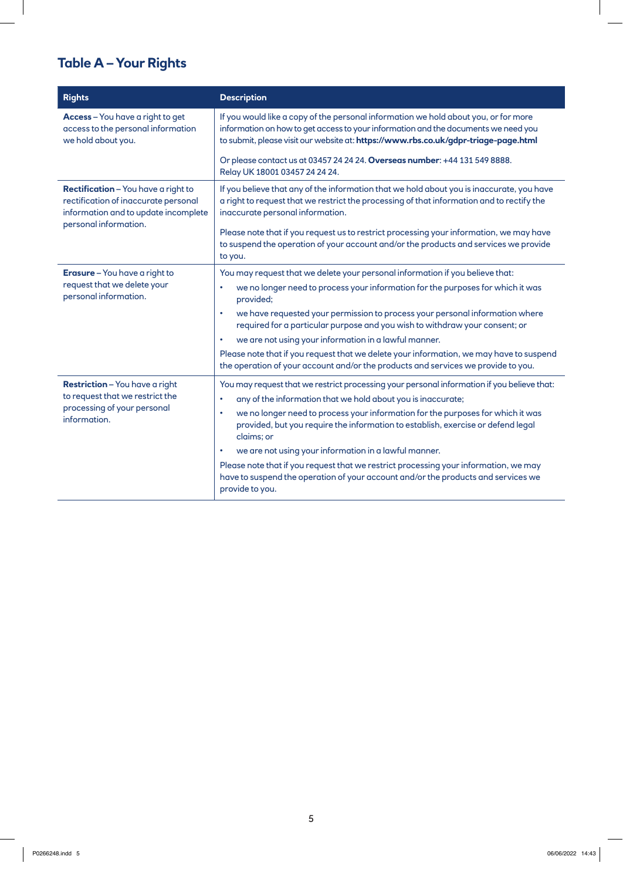## Table A – Your Rights

| Rights | Description |
|---|---|
| **Access** – You have a right to get access to the personal information we hold about you. | If you would like a copy of the personal information we hold about you, or for more information on how to get access to your information and the documents we need you to submit, please visit our website at: **https://www.rbs.co.uk/gdpr-triage-page.html**<br><br>Or please contact us at 03457 24 24 24. **Overseas number**: +44 131 549 8888. Relay UK 18001 03457 24 24 24. |
| **Rectification** – You have a right to rectification of inaccurate personal information and to update incomplete personal information. | If you believe that any of the information that we hold about you is inaccurate, you have a right to request that we restrict the processing of that information and to rectify the inaccurate personal information.<br><br>Please note that if you request us to restrict processing your information, we may have to suspend the operation of your account and/or the products and services we provide to you. |
| **Erasure** – You have a right to request that we delete your personal information. | You may request that we delete your personal information if you believe that:<br>• we no longer need to process your information for the purposes for which it was provided;<br>• we have requested your permission to process your personal information where required for a particular purpose and you wish to withdraw your consent; or<br>• we are not using your information in a lawful manner.<br>Please note that if you request that we delete your information, we may have to suspend the operation of your account and/or the products and services we provide to you. |
| **Restriction** – You have a right to request that we restrict the processing of your personal information. | You may request that we restrict processing your personal information if you believe that:<br>• any of the information that we hold about you is inaccurate;<br>• we no longer need to process your information for the purposes for which it was provided, but you require the information to establish, exercise or defend legal claims; or<br>• we are not using your information in a lawful manner.<br>Please note that if you request that we restrict processing your information, we may have to suspend the operation of your account and/or the products and services we provide to you. |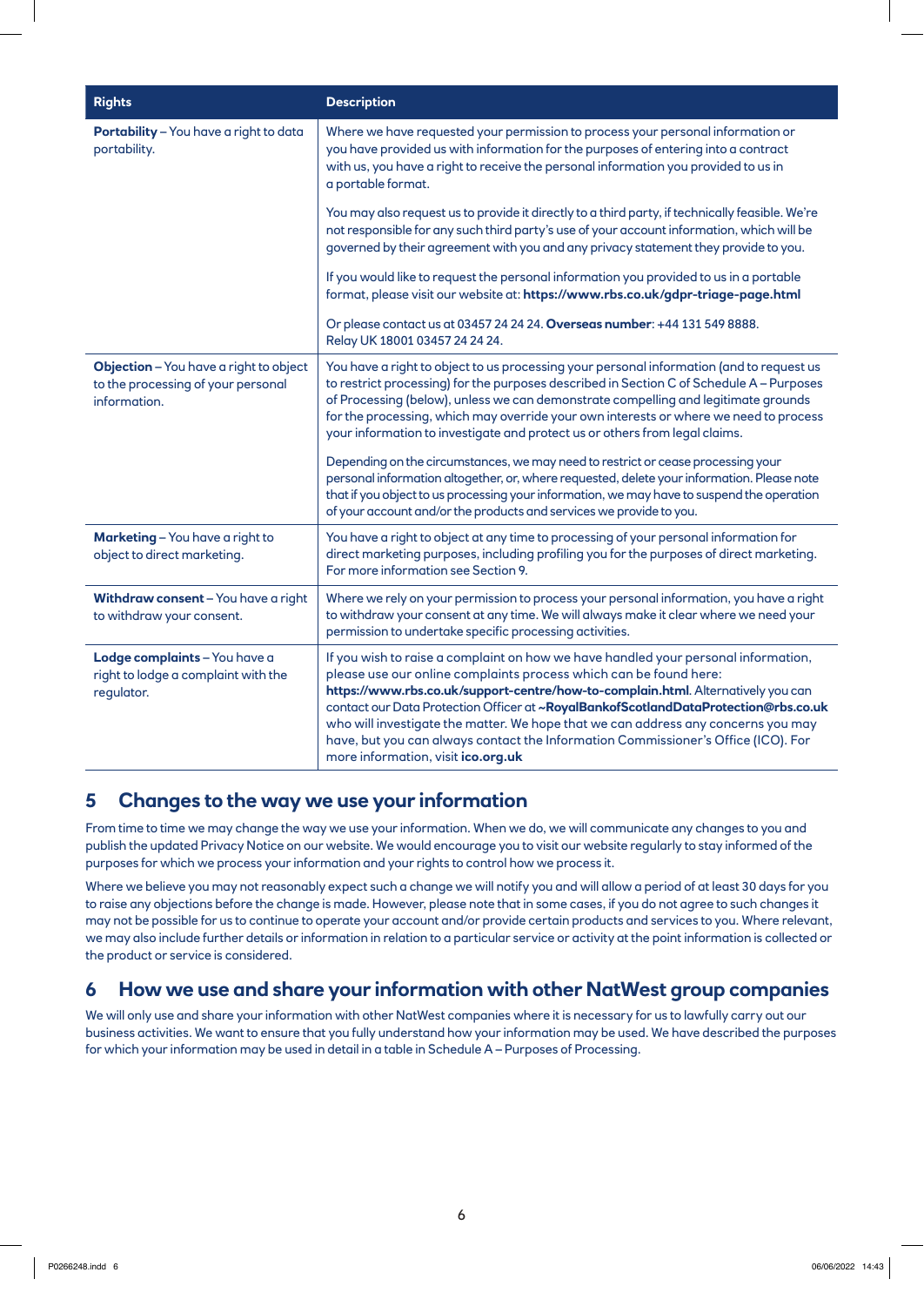| Rights | Description |
|---|---|
| **Portability** – You have a right to data portability. | Where we have requested your permission to process your personal information or you have provided us with information for the purposes of entering into a contract with us, you have a right to receive the personal information you provided to us in a portable format.<br><br>You may also request us to provide it directly to a third party, if technically feasible. We're not responsible for any such third party's use of your account information, which will be governed by their agreement with you and any privacy statement they provide to you.<br><br>If you would like to request the personal information you provided to us in a portable format, please visit our website at: **https://www.rbs.co.uk/gdpr-triage-page.html**<br><br>Or please contact us at 03457 24 24 24. **Overseas number**: +44 131 549 8888. Relay UK 18001 03457 24 24 24. |
| **Objection** – You have a right to object to the processing of your personal information. | You have a right to object to us processing your personal information (and to request us to restrict processing) for the purposes described in Section C of Schedule A – Purposes of Processing (below), unless we can demonstrate compelling and legitimate grounds for the processing, which may override your own interests or where we need to process your information to investigate and protect us or others from legal claims.<br><br>Depending on the circumstances, we may need to restrict or cease processing your personal information altogether, or, where requested, delete your information. Please note that if you object to us processing your information, we may have to suspend the operation of your account and/or the products and services we provide to you. |
| **Marketing** – You have a right to object to direct marketing. | You have a right to object at any time to processing of your personal information for direct marketing purposes, including profiling you for the purposes of direct marketing. For more information see Section 9. |
| **Withdraw consent** – You have a right to withdraw your consent. | Where we rely on your permission to process your personal information, you have a right to withdraw your consent at any time. We will always make it clear where we need your permission to undertake specific processing activities. |
| **Lodge complaints** – You have a right to lodge a complaint with the regulator. | If you wish to raise a complaint on how we have handled your personal information, please use our online complaints process which can be found here: **https://www.rbs.co.uk/support-centre/how-to-complain.html**. Alternatively you can contact our Data Protection Officer at **~RoyalBankofScotlandDataProtection@rbs.co.uk** who will investigate the matter. We hope that we can address any concerns you may have, but you can always contact the Information Commissioner's Office (ICO). For more information, visit **ico.org.uk** |

## 5 Changes to the way we use your information

From time to time we may change the way we use your information. When we do, we will communicate any changes to you and publish the updated Privacy Notice on our website. We would encourage you to visit our website regularly to stay informed of the purposes for which we process your information and your rights to control how we process it.

Where we believe you may not reasonably expect such a change we will notify you and will allow a period of at least 30 days for you to raise any objections before the change is made. However, please note that in some cases, if you do not agree to such changes it may not be possible for us to continue to operate your account and/or provide certain products and services to you. Where relevant, we may also include further details or information in relation to a particular service or activity at the point information is collected or the product or service is considered.

## 6 How we use and share your information with other NatWest group companies

We will only use and share your information with other NatWest companies where it is necessary for us to lawfully carry out our business activities. We want to ensure that you fully understand how your information may be used. We have described the purposes for which your information may be used in detail in a table in Schedule A – Purposes of Processing.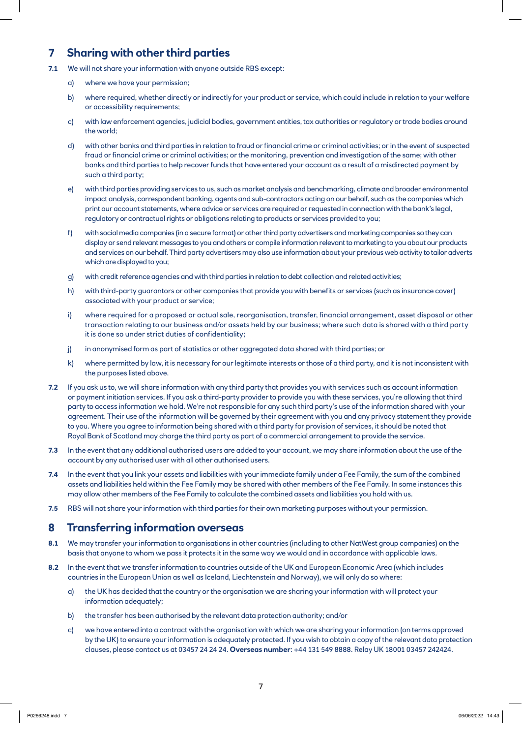## 7 Sharing with other third parties

**7.1** We will not share your information with anyone outside RBS except:

a) where we have your permission;

b) where required, whether directly or indirectly for your product or service, which could include in relation to your welfare or accessibility requirements;

c) with law enforcement agencies, judicial bodies, government entities, tax authorities or regulatory or trade bodies around the world;

d) with other banks and third parties in relation to fraud or financial crime or criminal activities; or in the event of suspected fraud or financial crime or criminal activities; or the monitoring, prevention and investigation of the same; with other banks and third parties to help recover funds that have entered your account as a result of a misdirected payment by such a third party;

e) with third parties providing services to us, such as market analysis and benchmarking, climate and broader environmental impact analysis, correspondent banking, agents and sub-contractors acting on our behalf, such as the companies which print our account statements, where advice or services are required or requested in connection with the bank's legal, regulatory or contractual rights or obligations relating to products or services provided to you;

f) with social media companies (in a secure format) or other third party advertisers and marketing companies so they can display or send relevant messages to you and others or compile information relevant to marketing to you about our products and services on our behalf. Third party advertisers may also use information about your previous web activity to tailor adverts which are displayed to you;

g) with credit reference agencies and with third parties in relation to debt collection and related activities;

h) with third-party guarantors or other companies that provide you with benefits or services (such as insurance cover) associated with your product or service;

i) where required for a proposed or actual sale, reorganisation, transfer, financial arrangement, asset disposal or other transaction relating to our business and/or assets held by our business; where such data is shared with a third party it is done so under strict duties of confidentiality;

j) in anonymised form as part of statistics or other aggregated data shared with third parties; or

k) where permitted by law, it is necessary for our legitimate interests or those of a third party, and it is not inconsistent with the purposes listed above.

**7.2** If you ask us to, we will share information with any third party that provides you with services such as account information or payment initiation services. If you ask a third-party provider to provide you with these services, you're allowing that third party to access information we hold. We're not responsible for any such third party's use of the information shared with your agreement. Their use of the information will be governed by their agreement with you and any privacy statement they provide to you. Where you agree to information being shared with a third party for provision of services, it should be noted that Royal Bank of Scotland may charge the third party as part of a commercial arrangement to provide the service.

**7.3** In the event that any additional authorised users are added to your account, we may share information about the use of the account by any authorised user with all other authorised users.

**7.4** In the event that you link your assets and liabilities with your immediate family under a Fee Family, the sum of the combined assets and liabilities held within the Fee Family may be shared with other members of the Fee Family. In some instances this may allow other members of the Fee Family to calculate the combined assets and liabilities you hold with us.

**7.5** RBS will not share your information with third parties for their own marketing purposes without your permission.

## 8 Transferring information overseas

**8.1** We may transfer your information to organisations in other countries (including to other NatWest group companies) on the basis that anyone to whom we pass it protects it in the same way we would and in accordance with applicable laws.

**8.2** In the event that we transfer information to countries outside of the UK and European Economic Area (which includes countries in the European Union as well as Iceland, Liechtenstein and Norway), we will only do so where:

a) the UK has decided that the country or the organisation we are sharing your information with will protect your information adequately;

b) the transfer has been authorised by the relevant data protection authority; and/or

c) we have entered into a contract with the organisation with which we are sharing your information (on terms approved by the UK) to ensure your information is adequately protected. If you wish to obtain a copy of the relevant data protection clauses, please contact us at 03457 24 24 24. **Overseas number**: +44 131 549 8888. Relay UK 18001 03457 242424.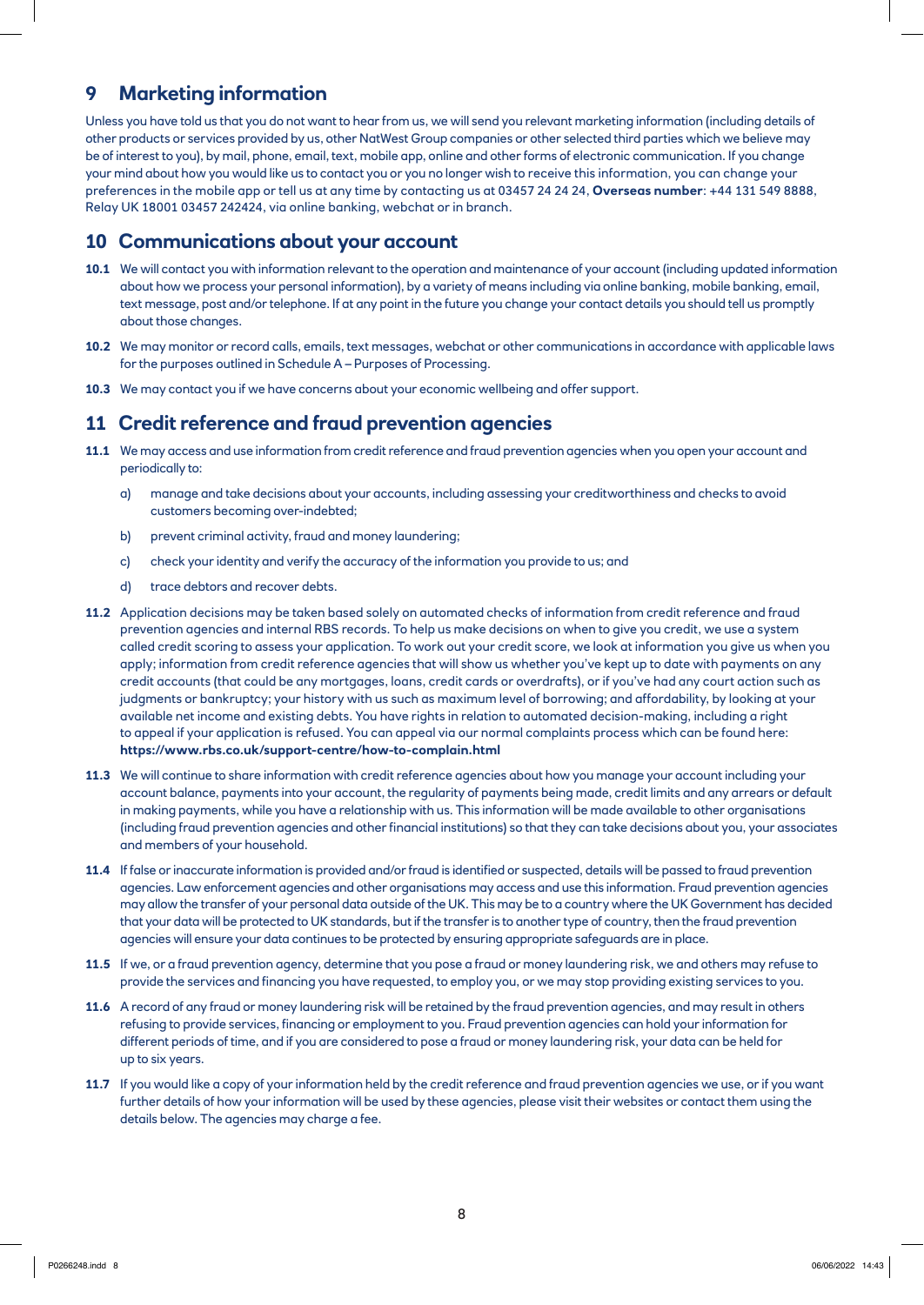## 9 Marketing information

Unless you have told us that you do not want to hear from us, we will send you relevant marketing information (including details of other products or services provided by us, other NatWest Group companies or other selected third parties which we believe may be of interest to you), by mail, phone, email, text, mobile app, online and other forms of electronic communication. If you change your mind about how you would like us to contact you or you no longer wish to receive this information, you can change your preferences in the mobile app or tell us at any time by contacting us at 03457 24 24 24, **Overseas number**: +44 131 549 8888, Relay UK 18001 03457 242424, via online banking, webchat or in branch.

## 10 Communications about your account

**10.1** We will contact you with information relevant to the operation and maintenance of your account (including updated information about how we process your personal information), by a variety of means including via online banking, mobile banking, email, text message, post and/or telephone. If at any point in the future you change your contact details you should tell us promptly about those changes.

**10.2** We may monitor or record calls, emails, text messages, webchat or other communications in accordance with applicable laws for the purposes outlined in Schedule A – Purposes of Processing.

**10.3** We may contact you if we have concerns about your economic wellbeing and offer support.

## 11 Credit reference and fraud prevention agencies

**11.1** We may access and use information from credit reference and fraud prevention agencies when you open your account and periodically to:

a) manage and take decisions about your accounts, including assessing your creditworthiness and checks to avoid customers becoming over-indebted;

b) prevent criminal activity, fraud and money laundering;

c) check your identity and verify the accuracy of the information you provide to us; and

d) trace debtors and recover debts.

**11.2** Application decisions may be taken based solely on automated checks of information from credit reference and fraud prevention agencies and internal RBS records. To help us make decisions on when to give you credit, we use a system called credit scoring to assess your application. To work out your credit score, we look at information you give us when you apply; information from credit reference agencies that will show us whether you've kept up to date with payments on any credit accounts (that could be any mortgages, loans, credit cards or overdrafts), or if you've had any court action such as judgments or bankruptcy; your history with us such as maximum level of borrowing; and affordability, by looking at your available net income and existing debts. You have rights in relation to automated decision-making, including a right to appeal if your application is refused. You can appeal via our normal complaints process which can be found here: **https://www.rbs.co.uk/support-centre/how-to-complain.html**

**11.3** We will continue to share information with credit reference agencies about how you manage your account including your account balance, payments into your account, the regularity of payments being made, credit limits and any arrears or default in making payments, while you have a relationship with us. This information will be made available to other organisations (including fraud prevention agencies and other financial institutions) so that they can take decisions about you, your associates and members of your household.

**11.4** If false or inaccurate information is provided and/or fraud is identified or suspected, details will be passed to fraud prevention agencies. Law enforcement agencies and other organisations may access and use this information. Fraud prevention agencies may allow the transfer of your personal data outside of the UK. This may be to a country where the UK Government has decided that your data will be protected to UK standards, but if the transfer is to another type of country, then the fraud prevention agencies will ensure your data continues to be protected by ensuring appropriate safeguards are in place.

**11.5** If we, or a fraud prevention agency, determine that you pose a fraud or money laundering risk, we and others may refuse to provide the services and financing you have requested, to employ you, or we may stop providing existing services to you.

**11.6** A record of any fraud or money laundering risk will be retained by the fraud prevention agencies, and may result in others refusing to provide services, financing or employment to you. Fraud prevention agencies can hold your information for different periods of time, and if you are considered to pose a fraud or money laundering risk, your data can be held for up to six years.

**11.7** If you would like a copy of your information held by the credit reference and fraud prevention agencies we use, or if you want further details of how your information will be used by these agencies, please visit their websites or contact them using the details below. The agencies may charge a fee.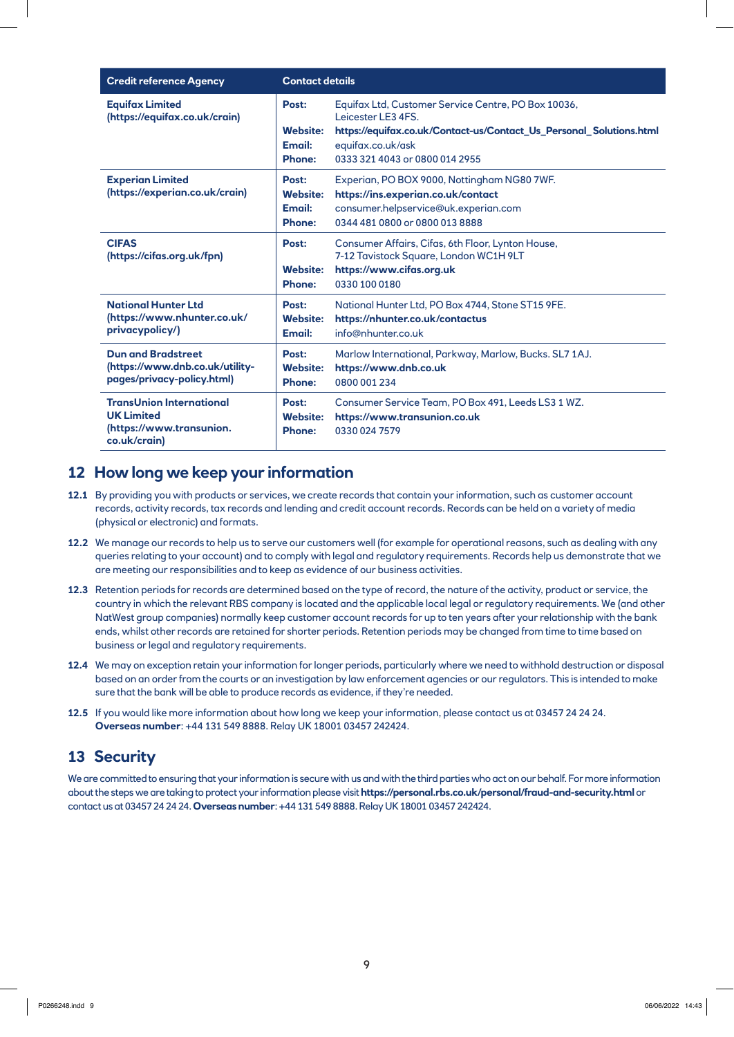| Credit reference Agency | Contact details |
|---|---|
| **Equifax Limited** **(https://equifax.co.uk/crain)** | **Post:** Equifax Ltd, Customer Service Centre, PO Box 10036, Leicester LE3 4FS.<br>**Website:** **https://equifax.co.uk/Contact-us/Contact_Us_Personal_Solutions.html**<br>**Email:** equifax.co.uk/ask<br>**Phone:** 0333 321 4043 or 0800 014 2955 |
| **Experian Limited** **(https://experian.co.uk/crain)** | **Post:** Experian, PO BOX 9000, Nottingham NG80 7WF.<br>**Website:** **https://ins.experian.co.uk/contact**<br>**Email:** consumer.helpservice@uk.experian.com<br>**Phone:** 0344 481 0800 or 0800 013 8888 |
| **CIFAS** **(https://cifas.org.uk/fpn)** | **Post:** Consumer Affairs, Cifas, 6th Floor, Lynton House, 7-12 Tavistock Square, London WC1H 9LT<br>**Website:** **https://www.cifas.org.uk**<br>**Phone:** 0330 100 0180 |
| **National Hunter Ltd** **(https://www.nhunter.co.uk/privacypolicy/)** | **Post:** National Hunter Ltd, PO Box 4744, Stone ST15 9FE.<br>**Website:** **https://nhunter.co.uk/contactus**<br>**Email:** info@nhunter.co.uk |
| **Dun and Bradstreet** **(https://www.dnb.co.uk/utility-pages/privacy-policy.html)** | **Post:** Marlow International, Parkway, Marlow, Bucks. SL7 1AJ.<br>**Website:** **https://www.dnb.co.uk**<br>**Phone:** 0800 001 234 |
| **TransUnion International UK Limited** **(https://www.transunion.co.uk/crain)** | **Post:** Consumer Service Team, PO Box 491, Leeds LS3 1 WZ.<br>**Website:** **https://www.transunion.co.uk**<br>**Phone:** 0330 024 7579 |

## 12 How long we keep your information

**12.1** By providing you with products or services, we create records that contain your information, such as customer account records, activity records, tax records and lending and credit account records. Records can be held on a variety of media (physical or electronic) and formats.

**12.2** We manage our records to help us to serve our customers well (for example for operational reasons, such as dealing with any queries relating to your account) and to comply with legal and regulatory requirements. Records help us demonstrate that we are meeting our responsibilities and to keep as evidence of our business activities.

**12.3** Retention periods for records are determined based on the type of record, the nature of the activity, product or service, the country in which the relevant RBS company is located and the applicable local legal or regulatory requirements. We (and other NatWest group companies) normally keep customer account records for up to ten years after your relationship with the bank ends, whilst other records are retained for shorter periods. Retention periods may be changed from time to time based on business or legal and regulatory requirements.

**12.4** We may on exception retain your information for longer periods, particularly where we need to withhold destruction or disposal based on an order from the courts or an investigation by law enforcement agencies or our regulators. This is intended to make sure that the bank will be able to produce records as evidence, if they're needed.

**12.5** If you would like more information about how long we keep your information, please contact us at 03457 24 24 24. **Overseas number**: +44 131 549 8888. Relay UK 18001 03457 242424.

## 13 Security

We are committed to ensuring that your information is secure with us and with the third parties who act on our behalf. For more information about the steps we are taking to protect your information please visit **https://personal.rbs.co.uk/personal/fraud-and-security.html** or contact us at 03457 24 24 24. **Overseas number**: +44 131 549 8888. Relay UK 18001 03457 242424.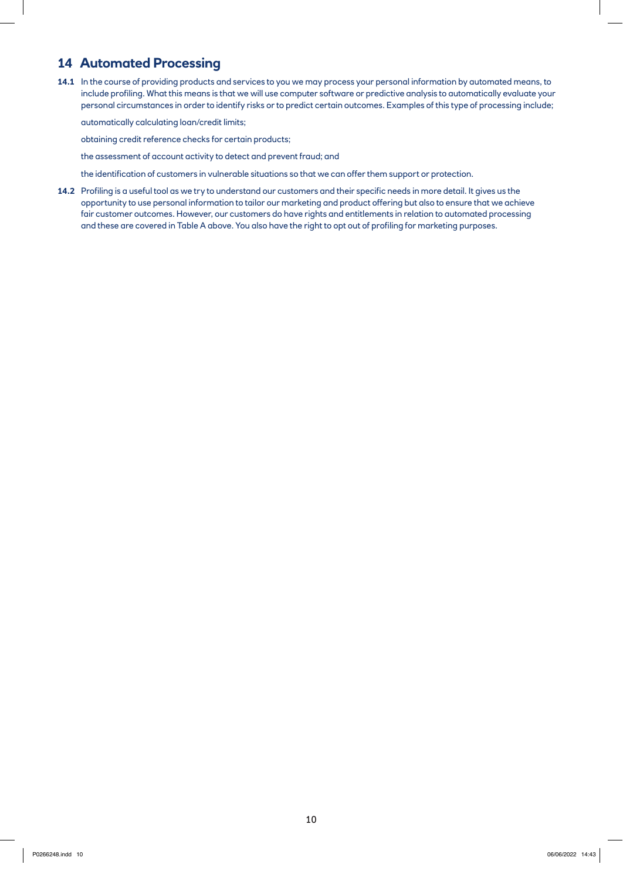## 14 Automated Processing

**14.1** In the course of providing products and services to you we may process your personal information by automated means, to include profiling. What this means is that we will use computer software or predictive analysis to automatically evaluate your personal circumstances in order to identify risks or to predict certain outcomes. Examples of this type of processing include;

automatically calculating loan/credit limits;

obtaining credit reference checks for certain products;

the assessment of account activity to detect and prevent fraud; and

the identification of customers in vulnerable situations so that we can offer them support or protection.

**14.2** Profiling is a useful tool as we try to understand our customers and their specific needs in more detail. It gives us the opportunity to use personal information to tailor our marketing and product offering but also to ensure that we achieve fair customer outcomes. However, our customers do have rights and entitlements in relation to automated processing and these are covered in Table A above. You also have the right to opt out of profiling for marketing purposes.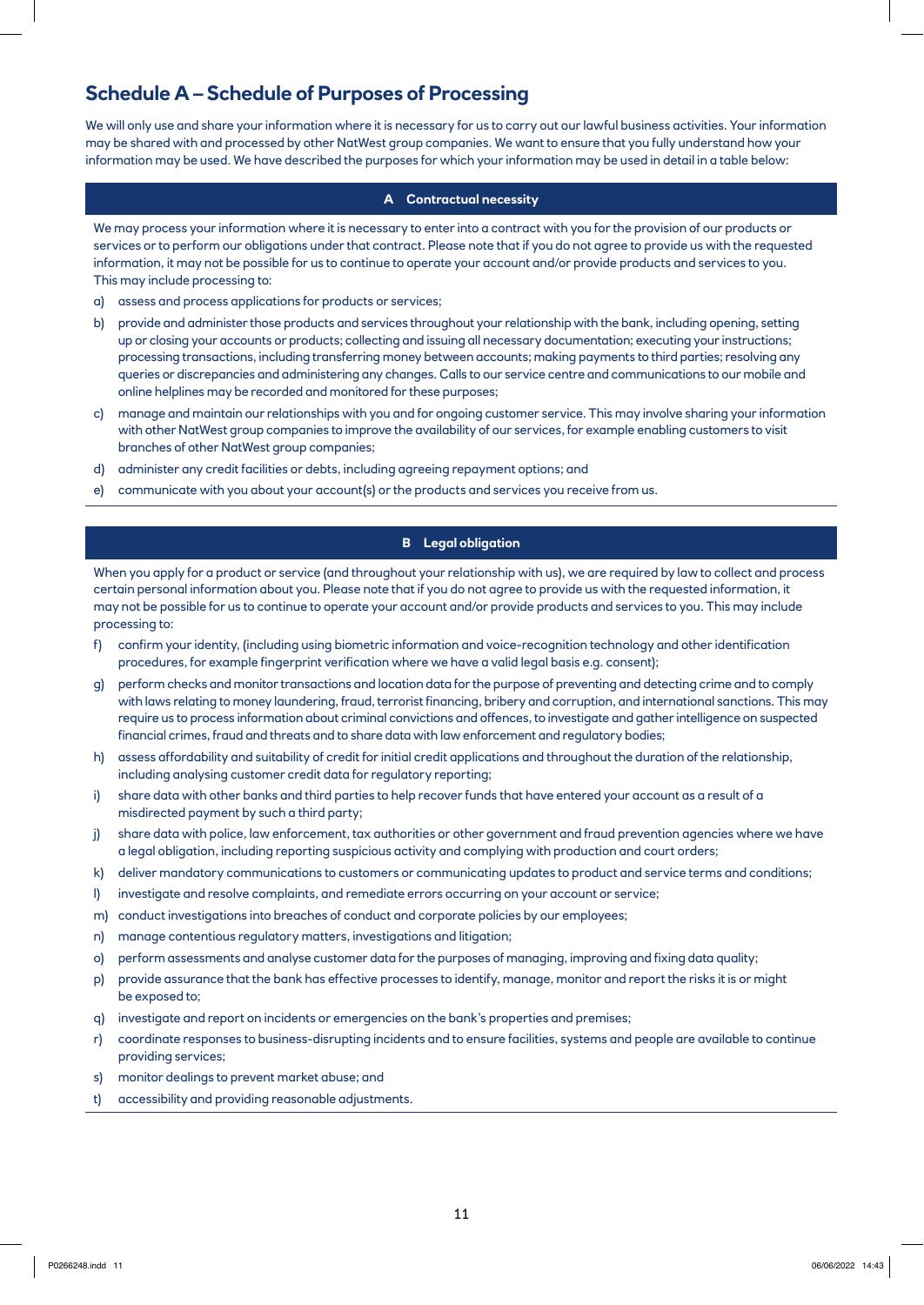# Schedule A – Schedule of Purposes of Processing

We will only use and share your information where it is necessary for us to carry out our lawful business activities. Your information may be shared with and processed by other NatWest group companies. We want to ensure that you fully understand how your information may be used. We have described the purposes for which your information may be used in detail in a table below:

## A Contractual necessity

We may process your information where it is necessary to enter into a contract with you for the provision of our products or services or to perform our obligations under that contract. Please note that if you do not agree to provide us with the requested information, it may not be possible for us to continue to operate your account and/or provide products and services to you. This may include processing to:

a) assess and process applications for products or services;

b) provide and administer those products and services throughout your relationship with the bank, including opening, setting up or closing your accounts or products; collecting and issuing all necessary documentation; executing your instructions; processing transactions, including transferring money between accounts; making payments to third parties; resolving any queries or discrepancies and administering any changes. Calls to our service centre and communications to our mobile and online helplines may be recorded and monitored for these purposes;

c) manage and maintain our relationships with you and for ongoing customer service. This may involve sharing your information with other NatWest group companies to improve the availability of our services, for example enabling customers to visit branches of other NatWest group companies;

d) administer any credit facilities or debts, including agreeing repayment options; and

e) communicate with you about your account(s) or the products and services you receive from us.

## B Legal obligation

When you apply for a product or service (and throughout your relationship with us), we are required by law to collect and process certain personal information about you. Please note that if you do not agree to provide us with the requested information, it may not be possible for us to continue to operate your account and/or provide products and services to you. This may include processing to:

f) confirm your identity, (including using biometric information and voice-recognition technology and other identification procedures, for example fingerprint verification where we have a valid legal basis e.g. consent);

g) perform checks and monitor transactions and location data for the purpose of preventing and detecting crime and to comply with laws relating to money laundering, fraud, terrorist financing, bribery and corruption, and international sanctions. This may require us to process information about criminal convictions and offences, to investigate and gather intelligence on suspected financial crimes, fraud and threats and to share data with law enforcement and regulatory bodies;

h) assess affordability and suitability of credit for initial credit applications and throughout the duration of the relationship, including analysing customer credit data for regulatory reporting;

i) share data with other banks and third parties to help recover funds that have entered your account as a result of a misdirected payment by such a third party;

j) share data with police, law enforcement, tax authorities or other government and fraud prevention agencies where we have a legal obligation, including reporting suspicious activity and complying with production and court orders;

k) deliver mandatory communications to customers or communicating updates to product and service terms and conditions;

l) investigate and resolve complaints, and remediate errors occurring on your account or service;

m) conduct investigations into breaches of conduct and corporate policies by our employees;

n) manage contentious regulatory matters, investigations and litigation;

o) perform assessments and analyse customer data for the purposes of managing, improving and fixing data quality;

p) provide assurance that the bank has effective processes to identify, manage, monitor and report the risks it is or might be exposed to;

q) investigate and report on incidents or emergencies on the bank's properties and premises;

r) coordinate responses to business-disrupting incidents and to ensure facilities, systems and people are available to continue providing services;

s) monitor dealings to prevent market abuse; and

t) accessibility and providing reasonable adjustments.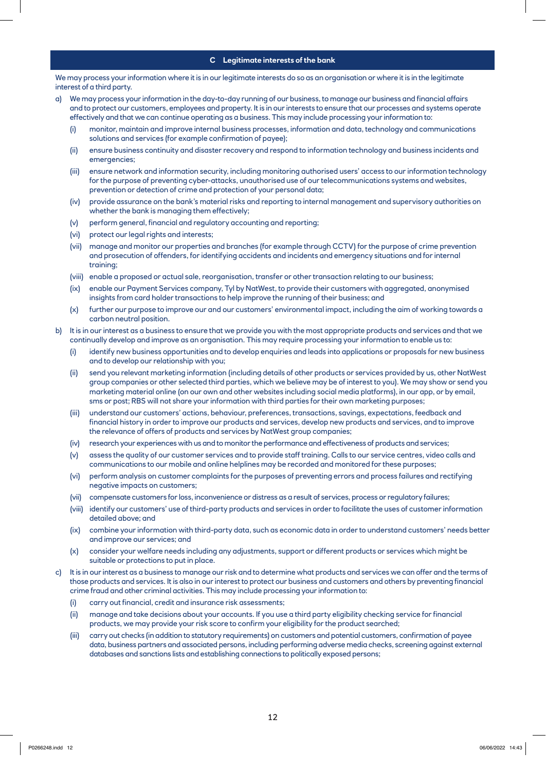## C Legitimate interests of the bank

We may process your information where it is in our legitimate interests do so as an organisation or where it is in the legitimate interest of a third party.

a) We may process your information in the day-to-day running of our business, to manage our business and financial affairs and to protect our customers, employees and property. It is in our interests to ensure that our processes and systems operate effectively and that we can continue operating as a business. This may include processing your information to:

   (i) monitor, maintain and improve internal business processes, information and data, technology and communications solutions and services (for example confirmation of payee);

   (ii) ensure business continuity and disaster recovery and respond to information technology and business incidents and emergencies;

   (iii) ensure network and information security, including monitoring authorised users' access to our information technology for the purpose of preventing cyber-attacks, unauthorised use of our telecommunications systems and websites, prevention or detection of crime and protection of your personal data;

   (iv) provide assurance on the bank's material risks and reporting to internal management and supervisory authorities on whether the bank is managing them effectively;

   (v) perform general, financial and regulatory accounting and reporting;

   (vi) protect our legal rights and interests;

   (vii) manage and monitor our properties and branches (for example through CCTV) for the purpose of crime prevention and prosecution of offenders, for identifying accidents and incidents and emergency situations and for internal training;

   (viii) enable a proposed or actual sale, reorganisation, transfer or other transaction relating to our business;

   (ix) enable our Payment Services company, Tyl by NatWest, to provide their customers with aggregated, anonymised insights from card holder transactions to help improve the running of their business; and

   (x) further our purpose to improve our and our customers' environmental impact, including the aim of working towards a carbon neutral position.

b) It is in our interest as a business to ensure that we provide you with the most appropriate products and services and that we continually develop and improve as an organisation. This may require processing your information to enable us to:

   (i) identify new business opportunities and to develop enquiries and leads into applications or proposals for new business and to develop our relationship with you;

   (ii) send you relevant marketing information (including details of other products or services provided by us, other NatWest group companies or other selected third parties, which we believe may be of interest to you). We may show or send you marketing material online (on our own and other websites including social media platforms), in our app, or by email, sms or post; RBS will not share your information with third parties for their own marketing purposes;

   (iii) understand our customers' actions, behaviour, preferences, transactions, savings, expectations, feedback and financial history in order to improve our products and services, develop new products and services, and to improve the relevance of offers of products and services by NatWest group companies;

   (iv) research your experiences with us and to monitor the performance and effectiveness of products and services;

   (v) assess the quality of our customer services and to provide staff training. Calls to our service centres, video calls and communications to our mobile and online helplines may be recorded and monitored for these purposes;

   (vi) perform analysis on customer complaints for the purposes of preventing errors and process failures and rectifying negative impacts on customers;

   (vii) compensate customers for loss, inconvenience or distress as a result of services, process or regulatory failures;

   (viii) identify our customers' use of third-party products and services in order to facilitate the uses of customer information detailed above; and

   (ix) combine your information with third-party data, such as economic data in order to understand customers' needs better and improve our services; and

   (x) consider your welfare needs including any adjustments, support or different products or services which might be suitable or protections to put in place.

c) It is in our interest as a business to manage our risk and to determine what products and services we can offer and the terms of those products and services. It is also in our interest to protect our business and customers and others by preventing financial crime fraud and other criminal activities. This may include processing your information to:

   (i) carry out financial, credit and insurance risk assessments;

   (ii) manage and take decisions about your accounts. If you use a third party eligibility checking service for financial products, we may provide your risk score to confirm your eligibility for the product searched;

   (iii) carry out checks (in addition to statutory requirements) on customers and potential customers, confirmation of payee data, business partners and associated persons, including performing adverse media checks, screening against external databases and sanctions lists and establishing connections to politically exposed persons;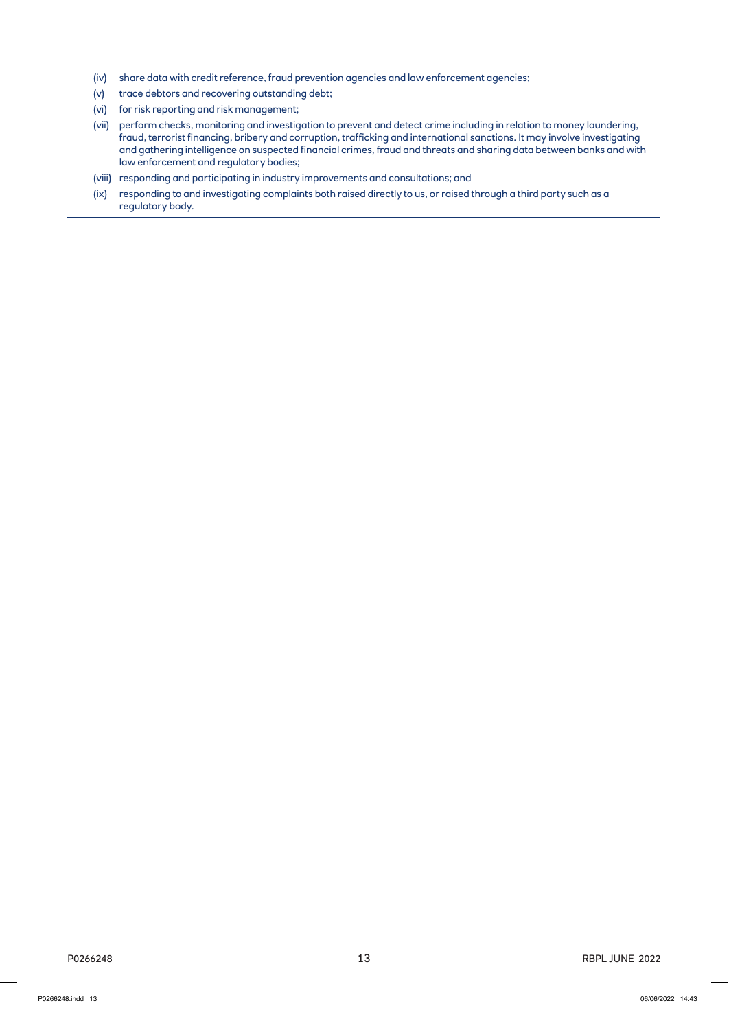(iv) share data with credit reference, fraud prevention agencies and law enforcement agencies;

(v) trace debtors and recovering outstanding debt;

(vi) for risk reporting and risk management;

(vii) perform checks, monitoring and investigation to prevent and detect crime including in relation to money laundering, fraud, terrorist financing, bribery and corruption, trafficking and international sanctions. It may involve investigating and gathering intelligence on suspected financial crimes, fraud and threats and sharing data between banks and with law enforcement and regulatory bodies;

(viii) responding and participating in industry improvements and consultations; and

(ix) responding to and investigating complaints both raised directly to us, or raised through a third party such as a regulatory body.